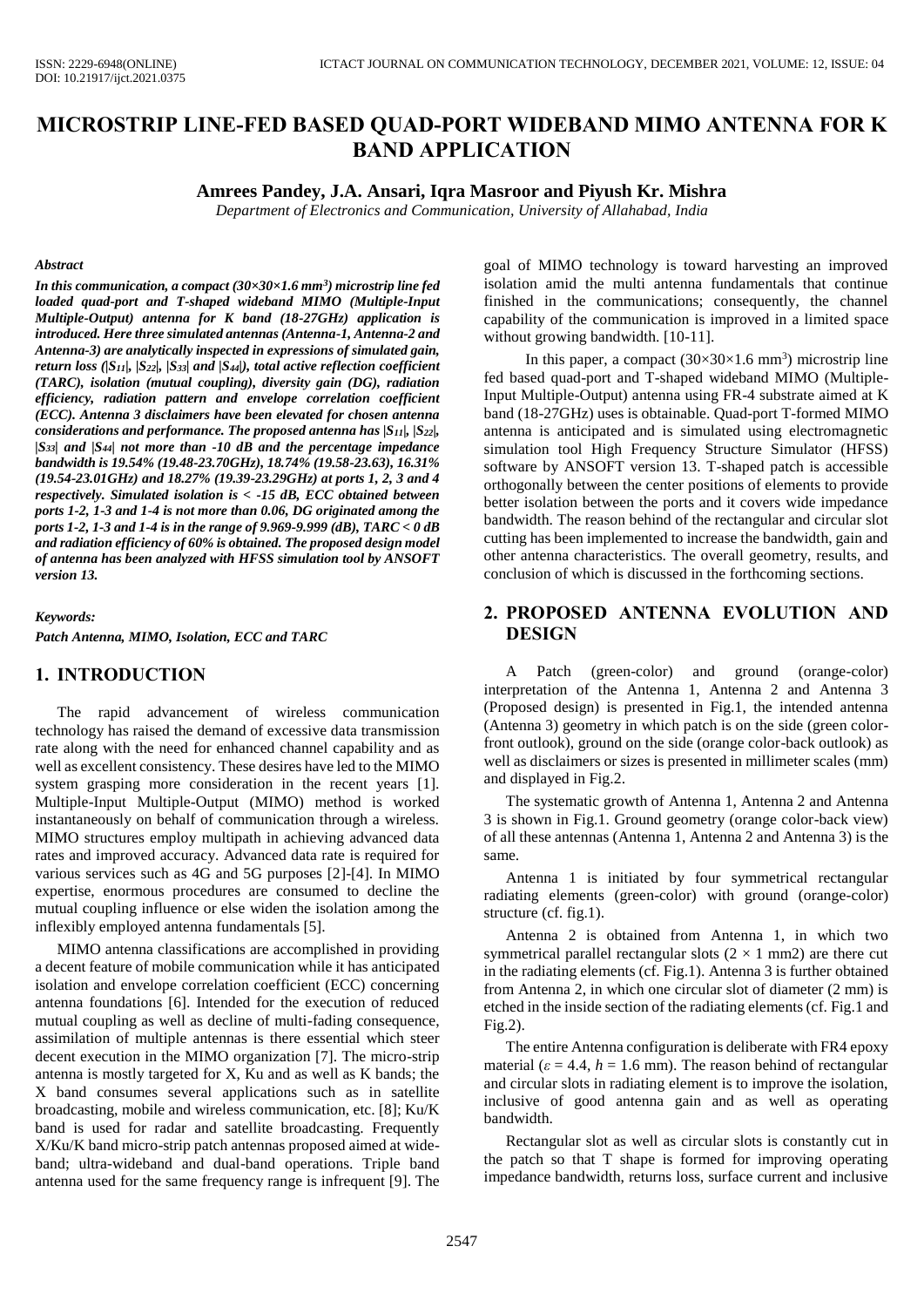# MICROSTRIP LINE-FED BASED QUAD-PORT WIDEBAND MIMO ANTENNA FOR K BAND APPLICATION

**Amrees Pandey, J.A. Ansari, Iqra Masroor and Piyush Kr. Mishra**

*Department of Electronics and Communication, University of Allahabad, India*

***Abstract***

***In this communication, a compact ($30\times30\times1.6$ mm$^3$) microstrip line fed loaded quad-port and T-shaped wideband MIMO (Multiple-Input Multiple-Output) antenna for K band (18-27GHz) application is introduced. Here three simulated antennas (Antenna-1, Antenna-2 and Antenna-3) are analytically inspected in expressions of simulated gain, return loss ($|S_{11}|$, $|S_{22}|$, $|S_{33}|$ and $|S_{44}|$), total active reflection coefficient (TARC), isolation (mutual coupling), diversity gain (DG), radiation efficiency, radiation pattern and envelope correlation coefficient (ECC). Antenna 3 disclaimers have been elevated for chosen antenna considerations and performance. The proposed antenna has $|S_{11}|$, $|S_{22}|$, $|S_{33}|$ and $|S_{44}|$ not more than -10 dB and the percentage impedance bandwidth is 19.54% (19.48-23.70GHz), 18.74% (19.58-23.63), 16.31% (19.54-23.01GHz) and 18.27% (19.39-23.29GHz) at ports 1, 2, 3 and 4 respectively. Simulated isolation is < -15 dB, ECC obtained between ports 1-2, 1-3 and 1-4 is not more than 0.06, DG originated among the ports 1-2, 1-3 and 1-4 is in the range of 9.969-9.999 (dB), TARC < 0 dB and radiation efficiency of 60% is obtained. The proposed design model of antenna has been analyzed with HFSS simulation tool by ANSOFT version 13.***

***Keywords:***

***Patch Antenna, MIMO, Isolation, ECC and TARC***

## 1. INTRODUCTION

The rapid advancement of wireless communication technology has raised the demand of excessive data transmission rate along with the need for enhanced channel capability and as well as excellent consistency. These desires have led to the MIMO system grasping more consideration in the recent years [1]. Multiple-Input Multiple-Output (MIMO) method is worked instantaneously on behalf of communication through a wireless. MIMO structures employ multipath in achieving advanced data rates and improved accuracy. Advanced data rate is required for various services such as 4G and 5G purposes [2]-[4]. In MIMO expertise, enormous procedures are consumed to decline the mutual coupling influence or else widen the isolation among the inflexibly employed antenna fundamentals [5].

MIMO antenna classifications are accomplished in providing a decent feature of mobile communication while it has anticipated isolation and envelope correlation coefficient (ECC) concerning antenna foundations [6]. Intended for the execution of reduced mutual coupling as well as decline of multi-fading consequence, assimilation of multiple antennas is there essential which steer decent execution in the MIMO organization [7]. The micro-strip antenna is mostly targeted for X, Ku and as well as K bands; the X band consumes several applications such as in satellite broadcasting, mobile and wireless communication, etc. [8]; Ku/K band is used for radar and satellite broadcasting. Frequently X/Ku/K band micro-strip patch antennas proposed aimed at wide-band; ultra-wideband and dual-band operations. Triple band antenna used for the same frequency range is infrequent [9]. The goal of MIMO technology is toward harvesting an improved isolation amid the multi antenna fundamentals that continue finished in the communications; consequently, the channel capability of the communication is improved in a limited space without growing bandwidth. [10-11].

In this paper, a compact ($30\times30\times1.6$ mm$^3$) microstrip line fed based quad-port and T-shaped wideband MIMO (Multiple-Input Multiple-Output) antenna using FR-4 substrate aimed at K band (18-27GHz) uses is obtainable. Quad-port T-formed MIMO antenna is anticipated and is simulated using electromagnetic simulation tool High Frequency Structure Simulator (HFSS) software by ANSOFT version 13. T-shaped patch is accessible orthogonally between the center positions of elements to provide better isolation between the ports and it covers wide impedance bandwidth. The reason behind of the rectangular and circular slot cutting has been implemented to increase the bandwidth, gain and other antenna characteristics. The overall geometry, results, and conclusion of which is discussed in the forthcoming sections.

## 2. PROPOSED ANTENNA EVOLUTION AND DESIGN

A Patch (green-color) and ground (orange-color) interpretation of the Antenna 1, Antenna 2 and Antenna 3 (Proposed design) is presented in Fig.1, the intended antenna (Antenna 3) geometry in which patch is on the side (green color-front outlook), ground on the side (orange color-back outlook) as well as disclaimers or sizes is presented in millimeter scales (mm) and displayed in Fig.2.

The systematic growth of Antenna 1, Antenna 2 and Antenna 3 is shown in Fig.1. Ground geometry (orange color-back view) of all these antennas (Antenna 1, Antenna 2 and Antenna 3) is the same.

Antenna 1 is initiated by four symmetrical rectangular radiating elements (green-color) with ground (orange-color) structure (cf. fig.1).

Antenna 2 is obtained from Antenna 1, in which two symmetrical parallel rectangular slots ($2\times1$ mm2) are there cut in the radiating elements (cf. Fig.1). Antenna 3 is further obtained from Antenna 2, in which one circular slot of diameter (2 mm) is etched in the inside section of the radiating elements (cf. Fig.1 and Fig.2).

The entire Antenna configuration is deliberate with FR4 epoxy material ($\varepsilon = 4.4$, $h = 1.6$ mm). The reason behind of rectangular and circular slots in radiating element is to improve the isolation, inclusive of good antenna gain and as well as operating bandwidth.

Rectangular slot as well as circular slots is constantly cut in the patch so that T shape is formed for improving operating impedance bandwidth, returns loss, surface current and inclusive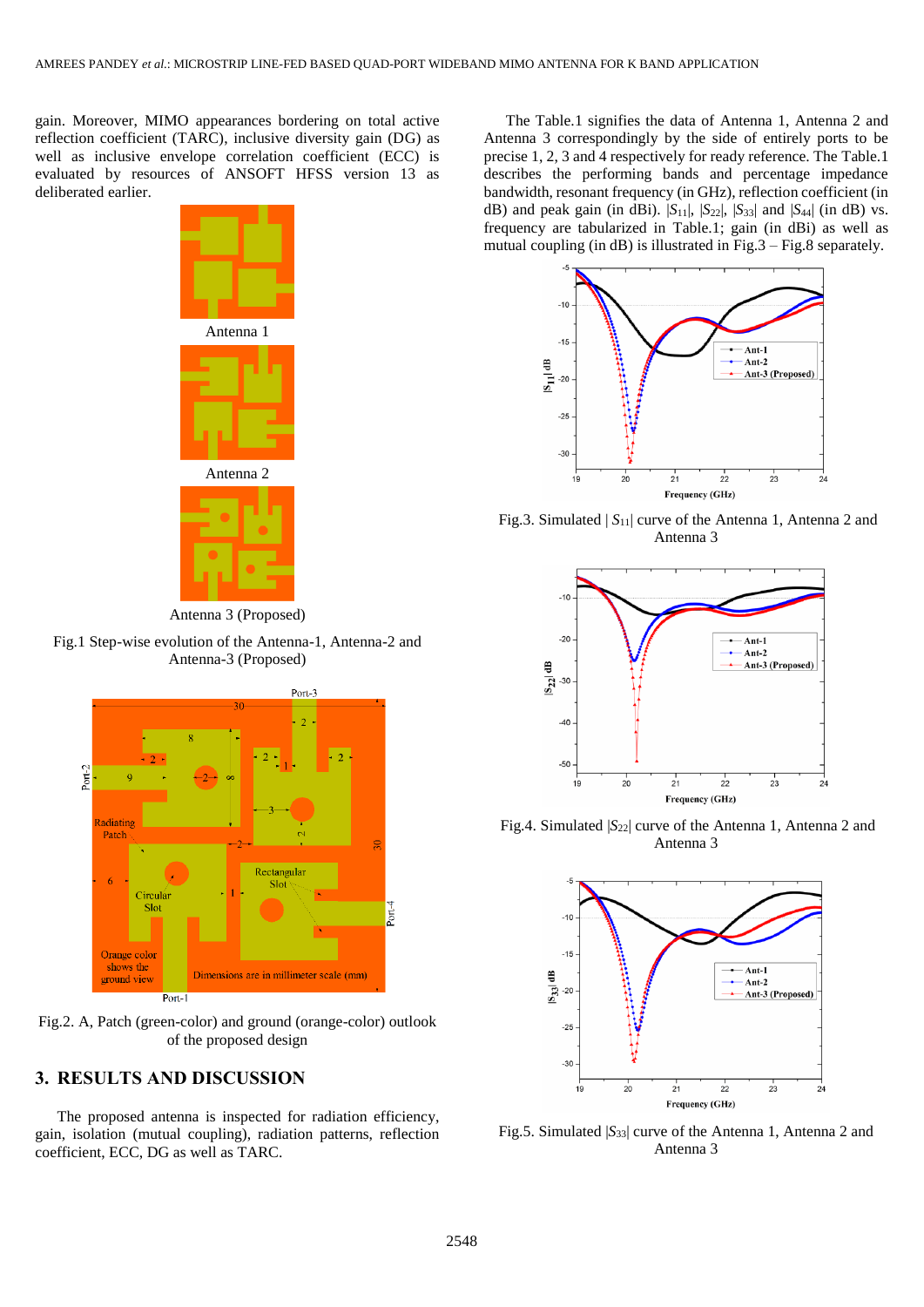gain. Moreover, MIMO appearances bordering on total active reflection coefficient (TARC), inclusive diversity gain (DG) as well as inclusive envelope correlation coefficient (ECC) is evaluated by resources of ANSOFT HFSS version 13 as deliberated earlier.

Antenna 1

Antenna 2

Antenna 3 (Proposed)

Fig.1 Step-wise evolution of the Antenna-1, Antenna-2 and Antenna-3 (Proposed)

Fig.2. A, Patch (green-color) and ground (orange-color) outlook of the proposed design

## 3. RESULTS AND DISCUSSION

The proposed antenna is inspected for radiation efficiency, gain, isolation (mutual coupling), radiation patterns, reflection coefficient, ECC, DG as well as TARC.

The Table.1 signifies the data of Antenna 1, Antenna 2 and Antenna 3 correspondingly by the side of entirely ports to be precise 1, 2, 3 and 4 respectively for ready reference. The Table.1 describes the performing bands and percentage impedance bandwidth, resonant frequency (in GHz), reflection coefficient (in dB) and peak gain (in dBi). $|S_{11}|$, $|S_{22}|$, $|S_{33}|$ and $|S_{44}|$ (in dB) vs. frequency are tabularized in Table.1; gain (in dBi) as well as mutual coupling (in dB) is illustrated in Fig.3 – Fig.8 separately.

Fig.3. Simulated $|S_{11}|$ curve of the Antenna 1, Antenna 2 and Antenna 3

Fig.4. Simulated $|S_{22}|$ curve of the Antenna 1, Antenna 2 and Antenna 3

Fig.5. Simulated $|S_{33}|$ curve of the Antenna 1, Antenna 2 and Antenna 3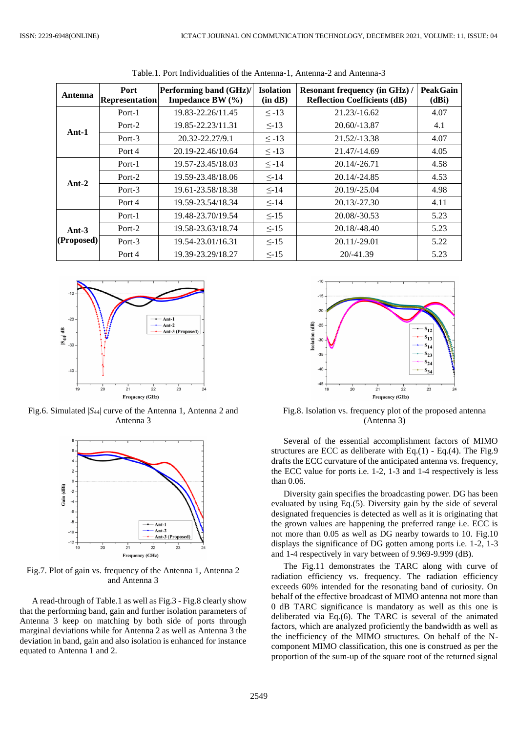Table.1. Port Individualities of the Antenna-1, Antenna-2 and Antenna-3

| Antenna | Port Representation | Performing band (GHz)/ Impedance BW (%) | Isolation (in dB) | Resonant frequency (in GHz) / Reflection Coefficients (dB) | Peak Gain (dBi) |
|---|---|---|---|---|---|
| Ant-1 | Port-1 | 19.83-22.26/11.45 | ≤ -13 | 21.23/-16.62 | 4.07 |
| | Port-2 | 19.85-22.23/11.31 | ≤-13 | 20.60/-13.87 | 4.1 |
| | Port-3 | 20.32-22.27/9.1 | ≤ -13 | 21.52/-13.38 | 4.07 |
| | Port 4 | 20.19-22.46/10.64 | ≤ -13 | 21.47/-14.69 | 4.05 |
| Ant-2 | Port-1 | 19.57-23.45/18.03 | ≤ -14 | 20.14/-26.71 | 4.58 |
| | Port-2 | 19.59-23.48/18.06 | ≤-14 | 20.14/-24.85 | 4.53 |
| | Port-3 | 19.61-23.58/18.38 | ≤-14 | 20.19/-25.04 | 4.98 |
| | Port 4 | 19.59-23.54/18.34 | ≤-14 | 20.13/-27.30 | 4.11 |
| Ant-3 (Proposed) | Port-1 | 19.48-23.70/19.54 | ≤-15 | 20.08/-30.53 | 5.23 |
| | Port-2 | 19.58-23.63/18.74 | ≤-15 | 20.18/-48.40 | 5.23 |
| | Port-3 | 19.54-23.01/16.31 | ≤-15 | 20.11/-29.01 | 5.22 |
| | Port 4 | 19.39-23.29/18.27 | ≤-15 | 20/-41.39 | 5.23 |

Fig.6. Simulated $|S_{44}|$ curve of the Antenna 1, Antenna 2 and Antenna 3

Fig.7. Plot of gain vs. frequency of the Antenna 1, Antenna 2 and Antenna 3

A read-through of Table.1 as well as Fig.3 - Fig.8 clearly show that the performing band, gain and further isolation parameters of Antenna 3 keep on matching by both side of ports through marginal deviations while for Antenna 2 as well as Antenna 3 the deviation in band, gain and also isolation is enhanced for instance equated to Antenna 1 and 2.

Fig.8. Isolation vs. frequency plot of the proposed antenna (Antenna 3)

Several of the essential accomplishment factors of MIMO structures are ECC as deliberate with Eq.(1) - Eq.(4). The Fig.9 drafts the ECC curvature of the anticipated antenna vs. frequency, the ECC value for ports i.e. 1-2, 1-3 and 1-4 respectively is less than 0.06.

Diversity gain specifies the broadcasting power. DG has been evaluated by using Eq.(5). Diversity gain by the side of several designated frequencies is detected as well as it is originating that the grown values are happening the preferred range i.e. ECC is not more than 0.05 as well as DG nearby towards to 10. Fig.10 displays the significance of DG gotten among ports i.e. 1-2, 1-3 and 1-4 respectively in vary between of 9.969-9.999 (dB).

The Fig.11 demonstrates the TARC along with curve of radiation efficiency vs. frequency. The radiation efficiency exceeds 60% intended for the resonating band of curiosity. On behalf of the effective broadcast of MIMO antenna not more than 0 dB TARC significance is mandatory as well as this one is deliberated via Eq.(6). The TARC is several of the animated factors, which are analyzed proficiently the bandwidth as well as the inefficiency of the MIMO structures. On behalf of the N-component MIMO classification, this one is construed as per the proportion of the sum-up of the square root of the returned signal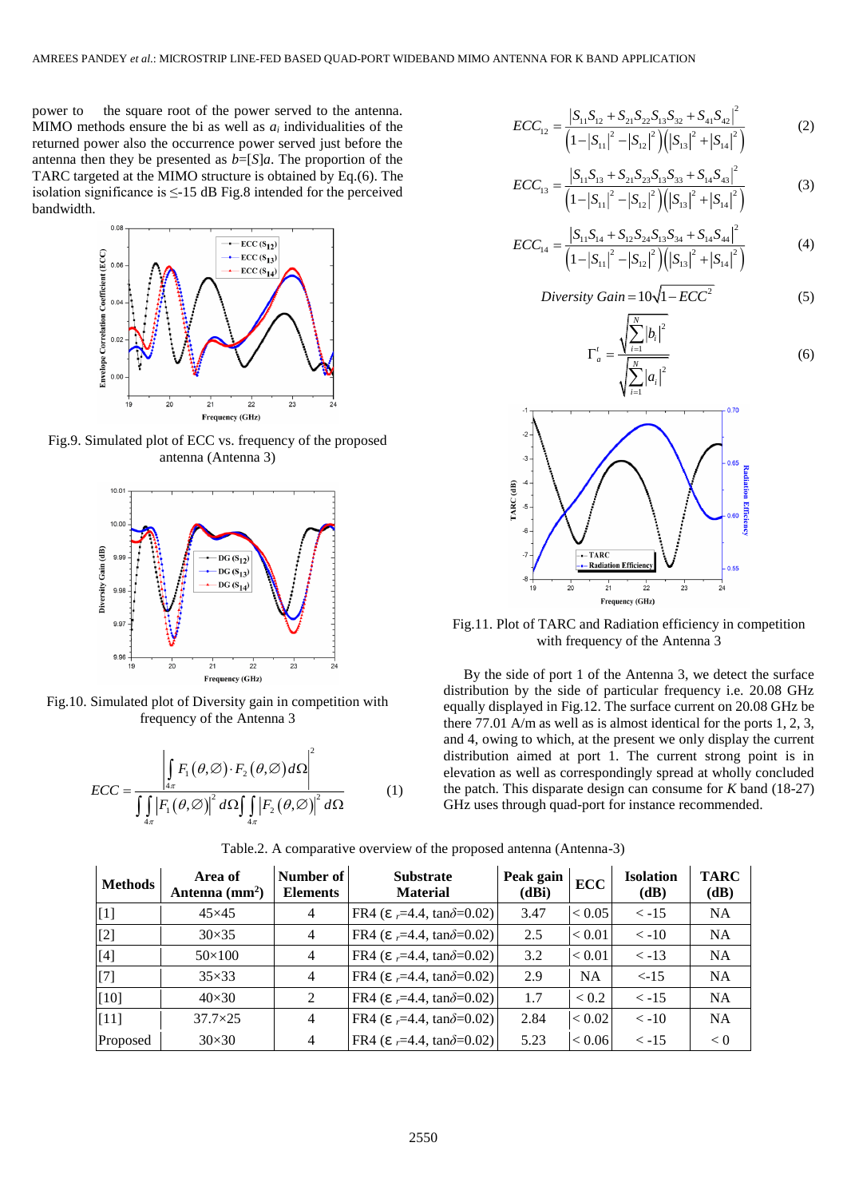power to the square root of the power served to the antenna. MIMO methods ensure the bi as well as $a_i$ individualities of the returned power also the occurrence power served just before the antenna then they be presented as $b$=[$S$]$a$. The proportion of the TARC targeted at the MIMO structure is obtained by Eq.(6). The isolation significance is ≤-15 dB Fig.8 intended for the perceived bandwidth.

Fig.9. Simulated plot of ECC vs. frequency of the proposed antenna (Antenna 3)

Fig.10. Simulated plot of Diversity gain in competition with frequency of the Antenna 3

$$ECC = \frac{\left| \int_{4\pi} F_1(\theta,\varnothing) \cdot F_2(\theta,\varnothing) d\Omega \right|^2}{\int\int_{4\pi} \left|F_1(\theta,\varnothing)\right|^2 d\Omega \int\int_{4\pi} \left|F_2(\theta,\varnothing)\right|^2 d\Omega} \tag{1}$$

$$ECC_{12} = \frac{\left|S_{11}S_{12} + S_{21}S_{22}S_{13}S_{32} + S_{41}S_{42}\right|^2}{\left(1-\left|S_{11}\right|^2 - \left|S_{12}\right|^2\right)\left(\left|S_{13}\right|^2 + \left|S_{14}\right|^2\right)} \tag{2}$$

$$ECC_{13} = \frac{\left|S_{11}S_{13} + S_{21}S_{23}S_{13}S_{33} + S_{14}S_{43}\right|^2}{\left(1-\left|S_{11}\right|^2 - \left|S_{12}\right|^2\right)\left(\left|S_{13}\right|^2 + \left|S_{14}\right|^2\right)} \tag{3}$$

$$ECC_{14} = \frac{\left|S_{11}S_{14} + S_{12}S_{24}S_{13}S_{34} + S_{14}S_{44}\right|^2}{\left(1-\left|S_{11}\right|^2 - \left|S_{12}\right|^2\right)\left(\left|S_{13}\right|^2 + \left|S_{14}\right|^2\right)} \tag{4}$$

$$Diversity\ Gain = 10\sqrt{1-ECC^2} \tag{5}$$

$$\Gamma_a^t = \frac{\sqrt{\sum_{i=1}^{N}\left|b_i\right|^2}}{\sqrt{\sum_{i=1}^{N}\left|a_i\right|^2}} \tag{6}$$

Fig.11. Plot of TARC and Radiation efficiency in competition with frequency of the Antenna 3

By the side of port 1 of the Antenna 3, we detect the surface distribution by the side of particular frequency i.e. 20.08 GHz equally displayed in Fig.12. The surface current on 20.08 GHz be there 77.01 A/m as well as is almost identical for the ports 1, 2, 3, and 4, owing to which, at the present we only display the current distribution aimed at port 1. The current strong point is in elevation as well as correspondingly spread at wholly concluded the patch. This disparate design can consume for $K$ band (18-27) GHz uses through quad-port for instance recommended.

Table.2. A comparative overview of the proposed antenna (Antenna-3)

| Methods | Area of Antenna (mm$^2$) | Number of Elements | Substrate Material | Peak gain (dBi) | ECC | Isolation (dB) | TARC (dB) |
|---|---|---|---|---|---|---|---|
| [1] | 45×45 | 4 | FR4 ($\varepsilon_r$=4.4, tan$\delta$=0.02) | 3.47 | < 0.05 | < -15 | NA |
| [2] | 30×35 | 4 | FR4 ($\varepsilon_r$=4.4, tan$\delta$=0.02) | 2.5 | < 0.01 | < -10 | NA |
| [4] | 50×100 | 4 | FR4 ($\varepsilon_r$=4.4, tan$\delta$=0.02) | 3.2 | < 0.01 | < -13 | NA |
| [7] | 35×33 | 4 | FR4 ($\varepsilon_r$=4.4, tan$\delta$=0.02) | 2.9 | NA | <-15 | NA |
| [10] | 40×30 | 2 | FR4 ($\varepsilon_r$=4.4, tan$\delta$=0.02) | 1.7 | < 0.2 | < -15 | NA |
| [11] | 37.7×25 | 4 | FR4 ($\varepsilon_r$=4.4, tan$\delta$=0.02) | 2.84 | < 0.02 | < -10 | NA |
| Proposed | 30×30 | 4 | FR4 ($\varepsilon_r$=4.4, tan$\delta$=0.02) | 5.23 | < 0.06 | < -15 | < 0 |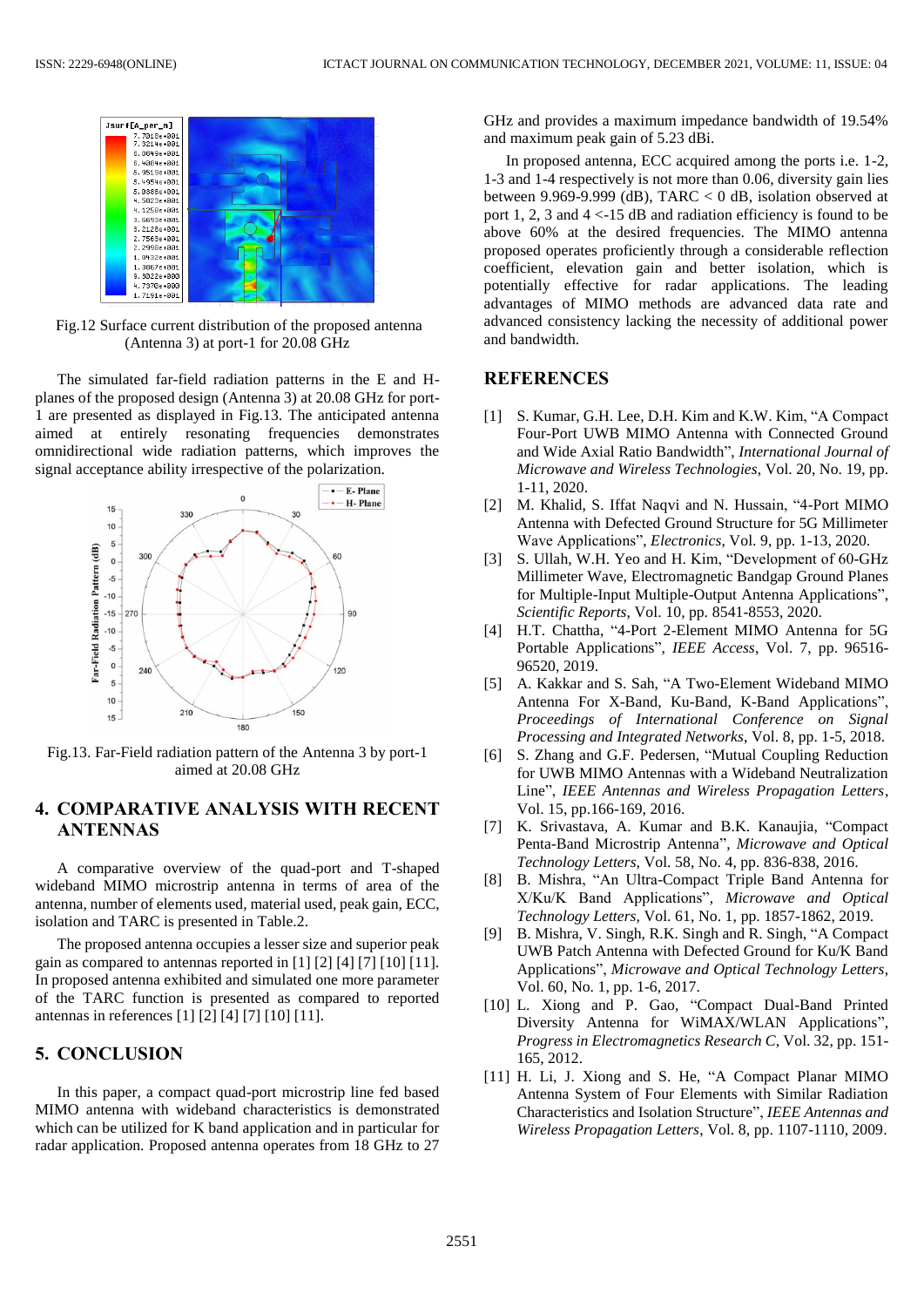Jsurf[A_per_m]
7.7010e+001
7.3214e+001
6.8049e+001
6.4084e+001
5.9519e+001
5.4954e+001
5.0388e+001
4.5823e+001
4.1258e+001
3.6693e+001
3.2128e+001
2.7563e+001
2.2998e+001
1.8432e+001
1.3867e+001
9.3022e+000
4.7370e+000
1.7191e-001

Fig.12 Surface current distribution of the proposed antenna (Antenna 3) at port-1 for 20.08 GHz

The simulated far-field radiation patterns in the E and H-planes of the proposed design (Antenna 3) at 20.08 GHz for port-1 are presented as displayed in Fig.13. The anticipated antenna aimed at entirely resonating frequencies demonstrates omnidirectional wide radiation patterns, which improves the signal acceptance ability irrespective of the polarization.

E- Plane
H- Plane
Far-Field Radiation Pattern (dB)
0
30
60
90
120
150
180
210
240
270
300
330
15
10
5
0
-5
-10
-15
-10
-5
0
5
10
15

Fig.13. Far-Field radiation pattern of the Antenna 3 by port-1 aimed at 20.08 GHz

## 4. COMPARATIVE ANALYSIS WITH RECENT ANTENNAS

A comparative overview of the quad-port and T-shaped wideband MIMO microstrip antenna in terms of area of the antenna, number of elements used, material used, peak gain, ECC, isolation and TARC is presented in Table.2.

The proposed antenna occupies a lesser size and superior peak gain as compared to antennas reported in [1] [2] [4] [7] [10] [11]. In proposed antenna exhibited and simulated one more parameter of the TARC function is presented as compared to reported antennas in references [1] [2] [4] [7] [10] [11].

## 5. CONCLUSION

In this paper, a compact quad-port microstrip line fed based MIMO antenna with wideband characteristics is demonstrated which can be utilized for K band application and in particular for radar application. Proposed antenna operates from 18 GHz to 27 GHz and provides a maximum impedance bandwidth of 19.54% and maximum peak gain of 5.23 dBi.

In proposed antenna, ECC acquired among the ports i.e. 1-2, 1-3 and 1-4 respectively is not more than 0.06, diversity gain lies between 9.969-9.999 (dB), TARC < 0 dB, isolation observed at port 1, 2, 3 and 4 <-15 dB and radiation efficiency is found to be above 60% at the desired frequencies. The MIMO antenna proposed operates proficiently through a considerable reflection coefficient, elevation gain and better isolation, which is potentially effective for radar applications. The leading advantages of MIMO methods are advanced data rate and advanced consistency lacking the necessity of additional power and bandwidth.

## REFERENCES

[1] S. Kumar, G.H. Lee, D.H. Kim and K.W. Kim, "A Compact Four-Port UWB MIMO Antenna with Connected Ground and Wide Axial Ratio Bandwidth", *International Journal of Microwave and Wireless Technologies*, Vol. 20, No. 19, pp. 1-11, 2020.

[2] M. Khalid, S. Iffat Naqvi and N. Hussain, "4-Port MIMO Antenna with Defected Ground Structure for 5G Millimeter Wave Applications", *Electronics*, Vol. 9, pp. 1-13, 2020.

[3] S. Ullah, W.H. Yeo and H. Kim, "Development of 60-GHz Millimeter Wave, Electromagnetic Bandgap Ground Planes for Multiple-Input Multiple-Output Antenna Applications", *Scientific Reports*, Vol. 10, pp. 8541-8553, 2020.

[4] H.T. Chattha, "4-Port 2-Element MIMO Antenna for 5G Portable Applications", *IEEE Access*, Vol. 7, pp. 96516-96520, 2019.

[5] A. Kakkar and S. Sah, "A Two-Element Wideband MIMO Antenna For X-Band, Ku-Band, K-Band Applications", *Proceedings of International Conference on Signal Processing and Integrated Networks*, Vol. 8, pp. 1-5, 2018.

[6] S. Zhang and G.F. Pedersen, "Mutual Coupling Reduction for UWB MIMO Antennas with a Wideband Neutralization Line", *IEEE Antennas and Wireless Propagation Letters*, Vol. 15, pp.166-169, 2016.

[7] K. Srivastava, A. Kumar and B.K. Kanaujia, "Compact Penta-Band Microstrip Antenna", *Microwave and Optical Technology Letters*, Vol. 58, No. 4, pp. 836-838, 2016.

[8] B. Mishra, "An Ultra-Compact Triple Band Antenna for X/Ku/K Band Applications", *Microwave and Optical Technology Letters*, Vol. 61, No. 1, pp. 1857-1862, 2019.

[9] B. Mishra, V. Singh, R.K. Singh and R. Singh, "A Compact UWB Patch Antenna with Defected Ground for Ku/K Band Applications", *Microwave and Optical Technology Letters*, Vol. 60, No. 1, pp. 1-6, 2017.

[10] L. Xiong and P. Gao, "Compact Dual-Band Printed Diversity Antenna for WiMAX/WLAN Applications", *Progress in Electromagnetics Research C*, Vol. 32, pp. 151-165, 2012.

[11] H. Li, J. Xiong and S. He, "A Compact Planar MIMO Antenna System of Four Elements with Similar Radiation Characteristics and Isolation Structure", *IEEE Antennas and Wireless Propagation Letters*, Vol. 8, pp. 1107-1110, 2009.